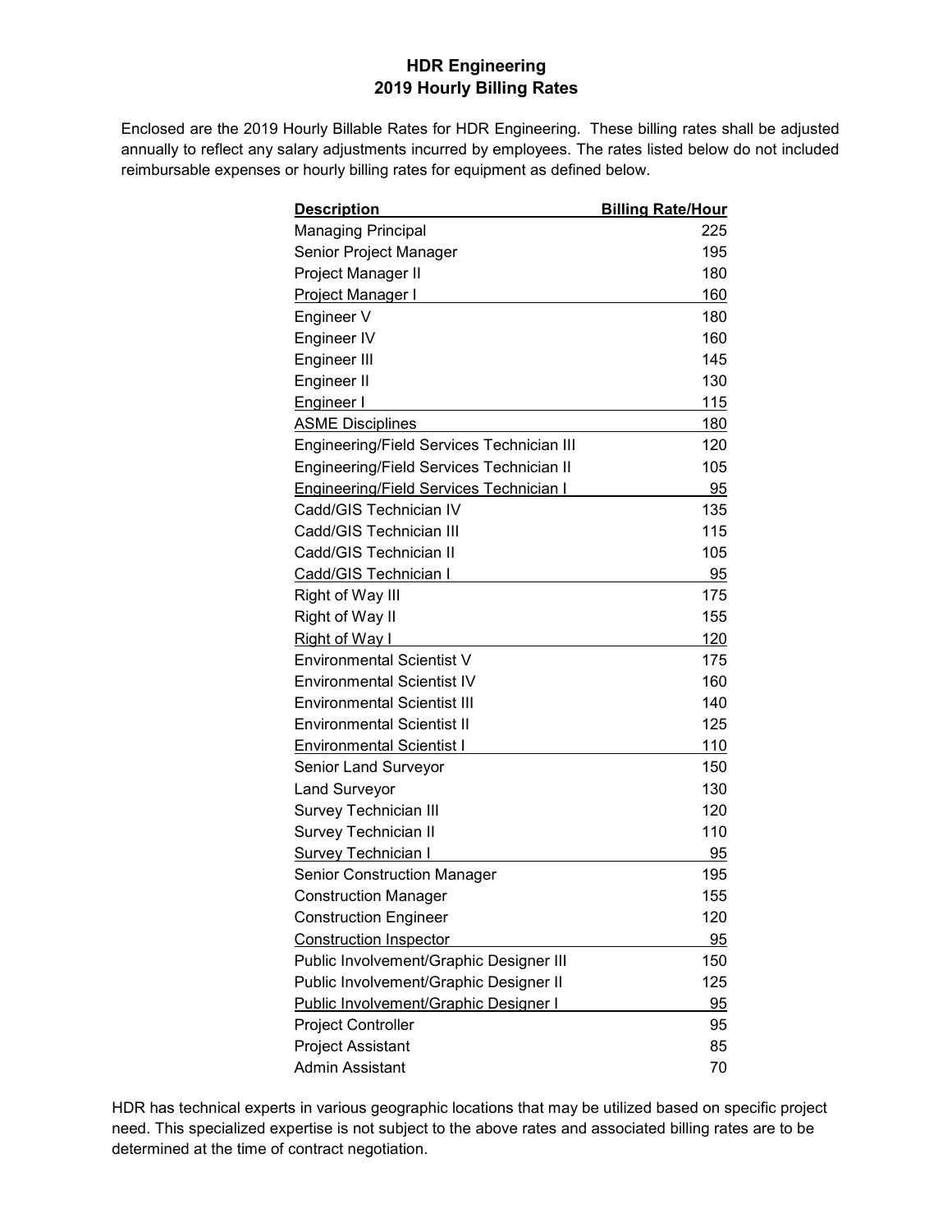# HDR Engineering
## 2019 Hourly Billing Rates

Enclosed are the 2019 Hourly Billable Rates for HDR Engineering. These billing rates shall be adjusted annually to reflect any salary adjustments incurred by employees. The rates listed below do not included reimbursable expenses or hourly billing rates for equipment as defined below.

| Description | Billing Rate/Hour |
|---|---|
| Managing Principal | 225 |
| Senior Project Manager | 195 |
| Project Manager II | 180 |
| Project Manager I | 160 |
| Engineer V | 180 |
| Engineer IV | 160 |
| Engineer III | 145 |
| Engineer II | 130 |
| Engineer I | 115 |
| ASME Disciplines | 180 |
| Engineering/Field Services Technician III | 120 |
| Engineering/Field Services Technician II | 105 |
| Engineering/Field Services Technician I | 95 |
| Cadd/GIS Technician IV | 135 |
| Cadd/GIS Technician III | 115 |
| Cadd/GIS Technician II | 105 |
| Cadd/GIS Technician I | 95 |
| Right of Way III | 175 |
| Right of Way II | 155 |
| Right of Way I | 120 |
| Environmental Scientist V | 175 |
| Environmental Scientist IV | 160 |
| Environmental Scientist III | 140 |
| Environmental Scientist II | 125 |
| Environmental Scientist I | 110 |
| Senior Land Surveyor | 150 |
| Land Surveyor | 130 |
| Survey Technician III | 120 |
| Survey Technician II | 110 |
| Survey Technician I | 95 |
| Senior Construction Manager | 195 |
| Construction Manager | 155 |
| Construction Engineer | 120 |
| Construction Inspector | 95 |
| Public Involvement/Graphic Designer III | 150 |
| Public Involvement/Graphic Designer II | 125 |
| Public Involvement/Graphic Designer I | 95 |
| Project Controller | 95 |
| Project Assistant | 85 |
| Admin Assistant | 70 |

HDR has technical experts in various geographic locations that may be utilized based on specific project need. This specialized expertise is not subject to the above rates and associated billing rates are to be determined at the time of contract negotiation.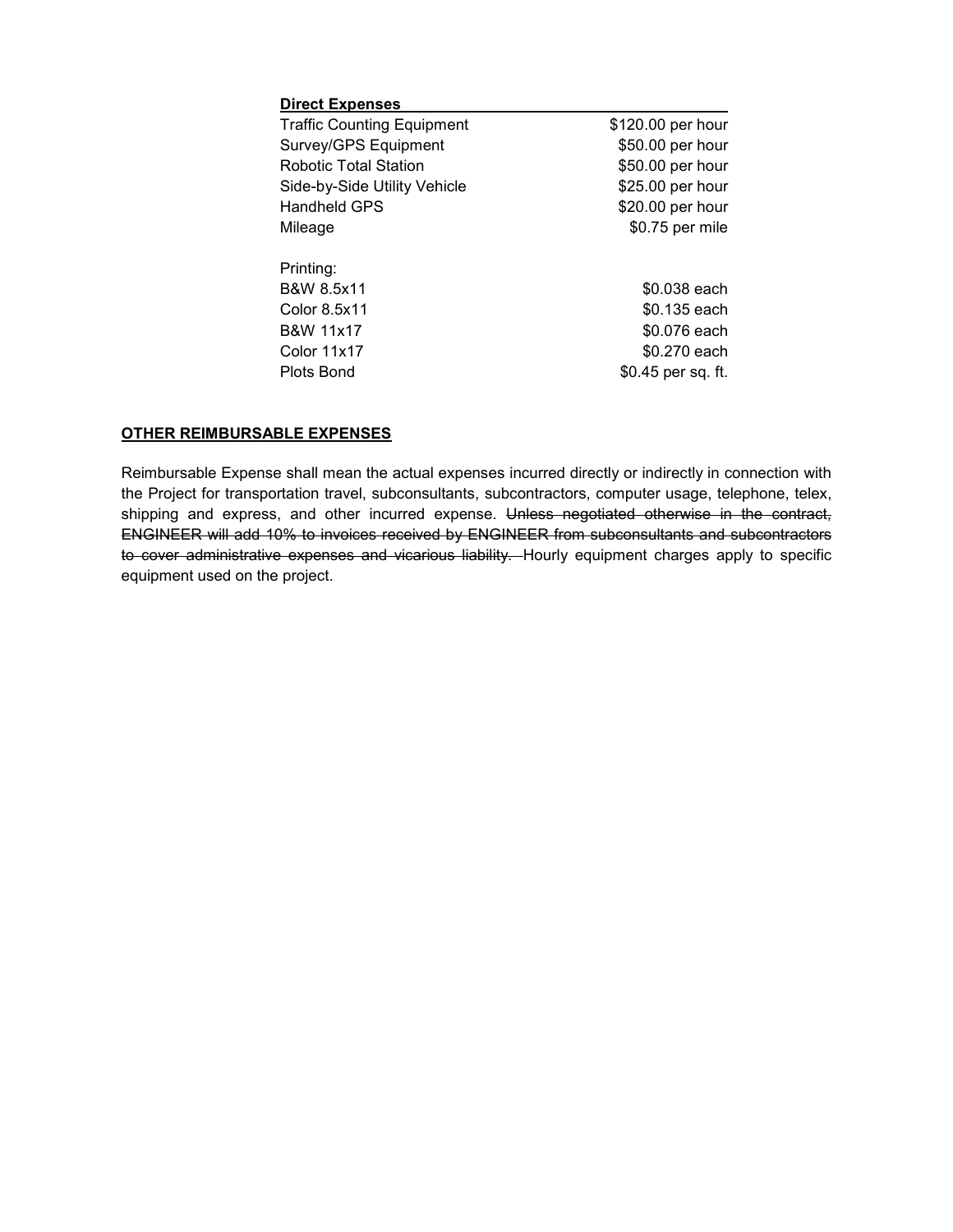| **Direct Expenses** | |
|---|---|
| Traffic Counting Equipment | $120.00 per hour |
| Survey/GPS Equipment | $50.00 per hour |
| Robotic Total Station | $50.00 per hour |
| Side-by-Side Utility Vehicle | $25.00 per hour |
| Handheld GPS | $20.00 per hour |
| Mileage | $0.75 per mile |
| | |
| Printing: | |
| B&W 8.5x11 | $0.038 each |
| Color 8.5x11 | $0.135 each |
| B&W 11x17 | $0.076 each |
| Color 11x17 | $0.270 each |
| Plots Bond | $0.45 per sq. ft. |

**OTHER REIMBURSABLE EXPENSES**

Reimbursable Expense shall mean the actual expenses incurred directly or indirectly in connection with the Project for transportation travel, subconsultants, subcontractors, computer usage, telephone, telex, shipping and express, and other incurred expense. ~~Unless negotiated otherwise in the contract, ENGINEER will add 10% to invoices received by ENGINEER from subconsultants and subcontractors to cover administrative expenses and vicarious liability.~~ Hourly equipment charges apply to specific equipment used on the project.